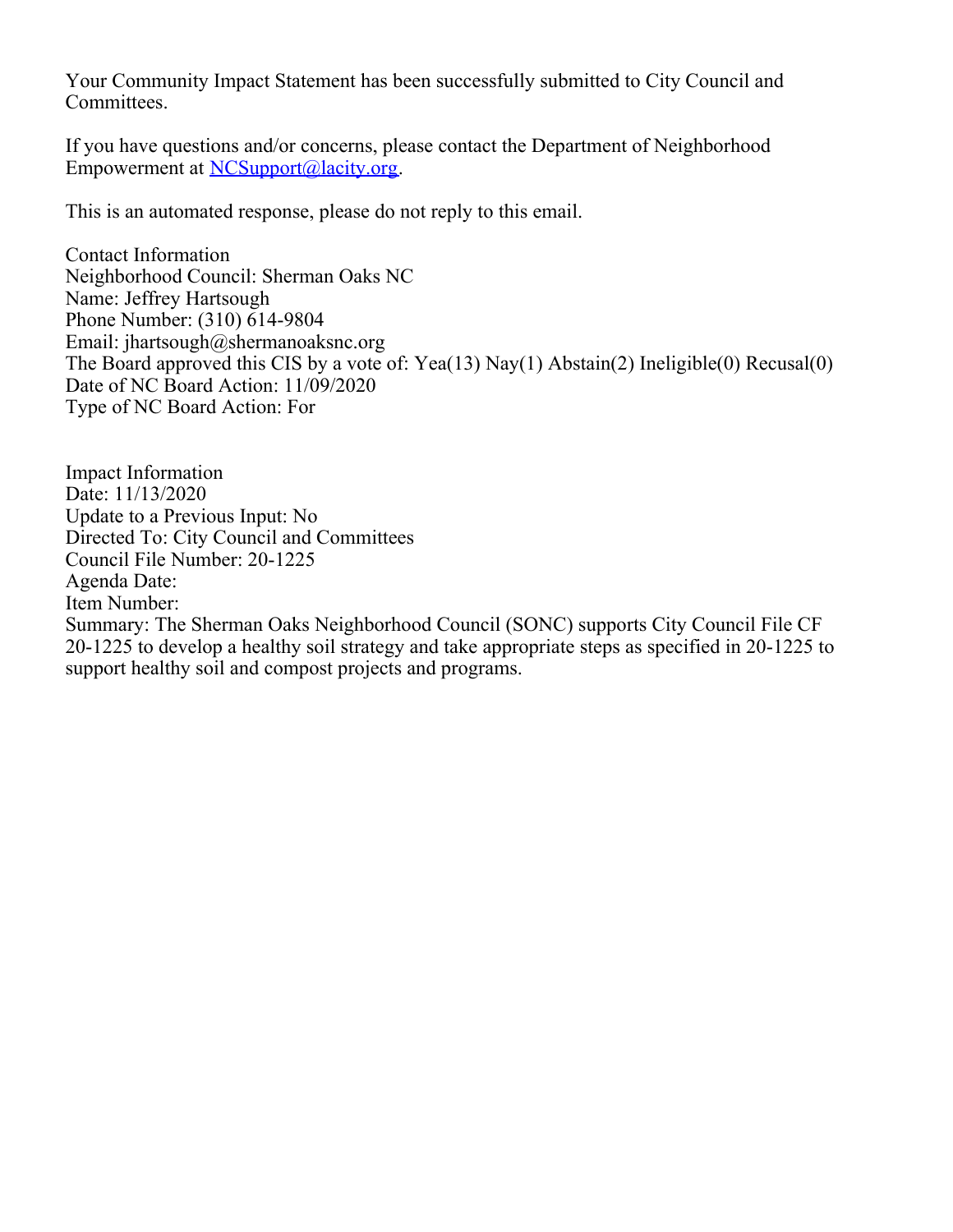Your Community Impact Statement has been successfully submitted to City Council and Committees.

If you have questions and/or concerns, please contact the Department of Neighborhood Empowerment at [NCSupport@lacity.org](mailto:NCSupport@lacity.org).

This is an automated response, please do not reply to this email.

Contact Information
Neighborhood Council: Sherman Oaks NC
Name: Jeffrey Hartsough
Phone Number: (310) 614-9804
Email: jhartsough@shermanoaksnc.org
The Board approved this CIS by a vote of: Yea(13) Nay(1) Abstain(2) Ineligible(0) Recusal(0)
Date of NC Board Action: 11/09/2020
Type of NC Board Action: For

Impact Information
Date: 11/13/2020
Update to a Previous Input: No
Directed To: City Council and Committees
Council File Number: 20-1225
Agenda Date:
Item Number:
Summary: The Sherman Oaks Neighborhood Council (SONC) supports City Council File CF 20-1225 to develop a healthy soil strategy and take appropriate steps as specified in 20-1225 to support healthy soil and compost projects and programs.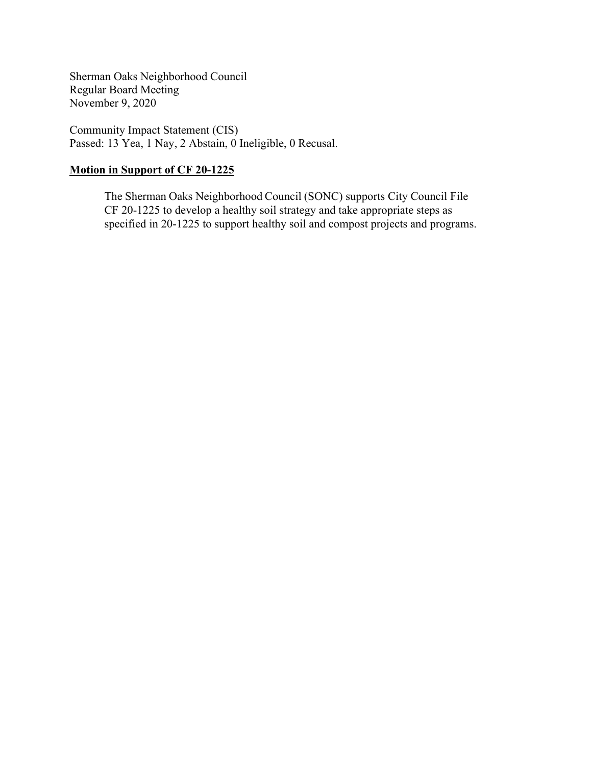Sherman Oaks Neighborhood Council
Regular Board Meeting
November 9, 2020

Community Impact Statement (CIS)
Passed: 13 Yea, 1 Nay, 2 Abstain, 0 Ineligible, 0 Recusal.

**<u>Motion in Support of CF 20-1225</u>**

The Sherman Oaks Neighborhood Council (SONC) supports City Council File CF 20-1225 to develop a healthy soil strategy and take appropriate steps as specified in 20-1225 to support healthy soil and compost projects and programs.